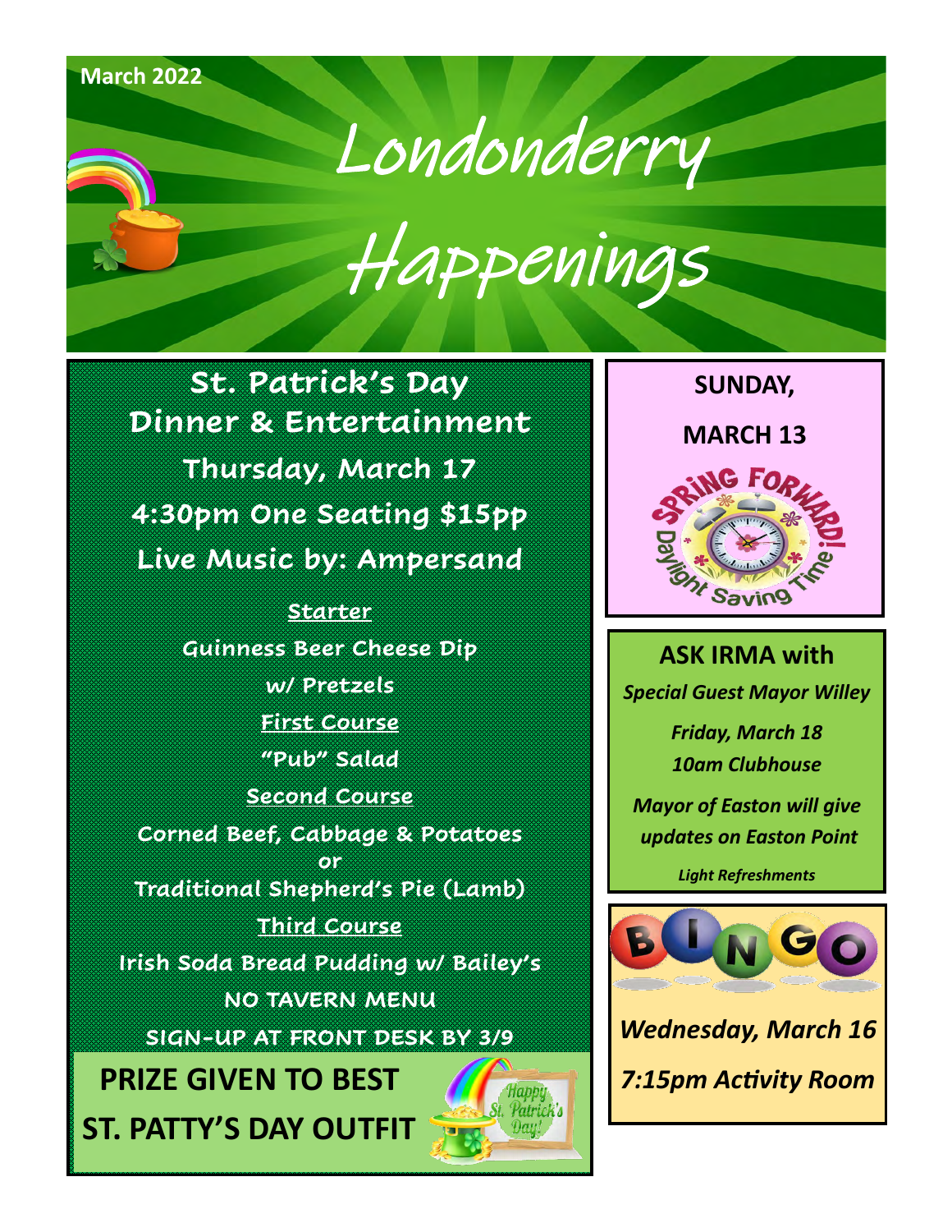March 2022

# Londonderry Happenings

## St. Patrick's Day Dinner & Entertainment

**Thursday, March 17**

**4:30pm One Seating $15pp**

**Live Music by: Ampersand**

**Starter**

Guinness Beer Cheese Dip w/ Pretzels

**First Course**

"Pub" Salad

**Second Course**

Corned Beef, Cabbage & Potatoes
or
Traditional Shepherd's Pie (Lamb)

**Third Course**

Irish Soda Bread Pudding w/ Bailey's

NO TAVERN MENU

SIGN-UP AT FRONT DESK BY 3/9

**PRIZE GIVEN TO BEST ST. PATTY'S DAY OUTFIT**

Happy St. Patrick's Day!

## SUNDAY, MARCH 13

SPRING FORWARD! Daylight Saving Time

## ASK IRMA with

*Special Guest Mayor Willey*

*Friday, March 18*
*10am Clubhouse*

*Mayor of Easton will give updates on Easton Point*

*Light Refreshments*

## BINGO

*Wednesday, March 16*

*7:15pm Activity Room*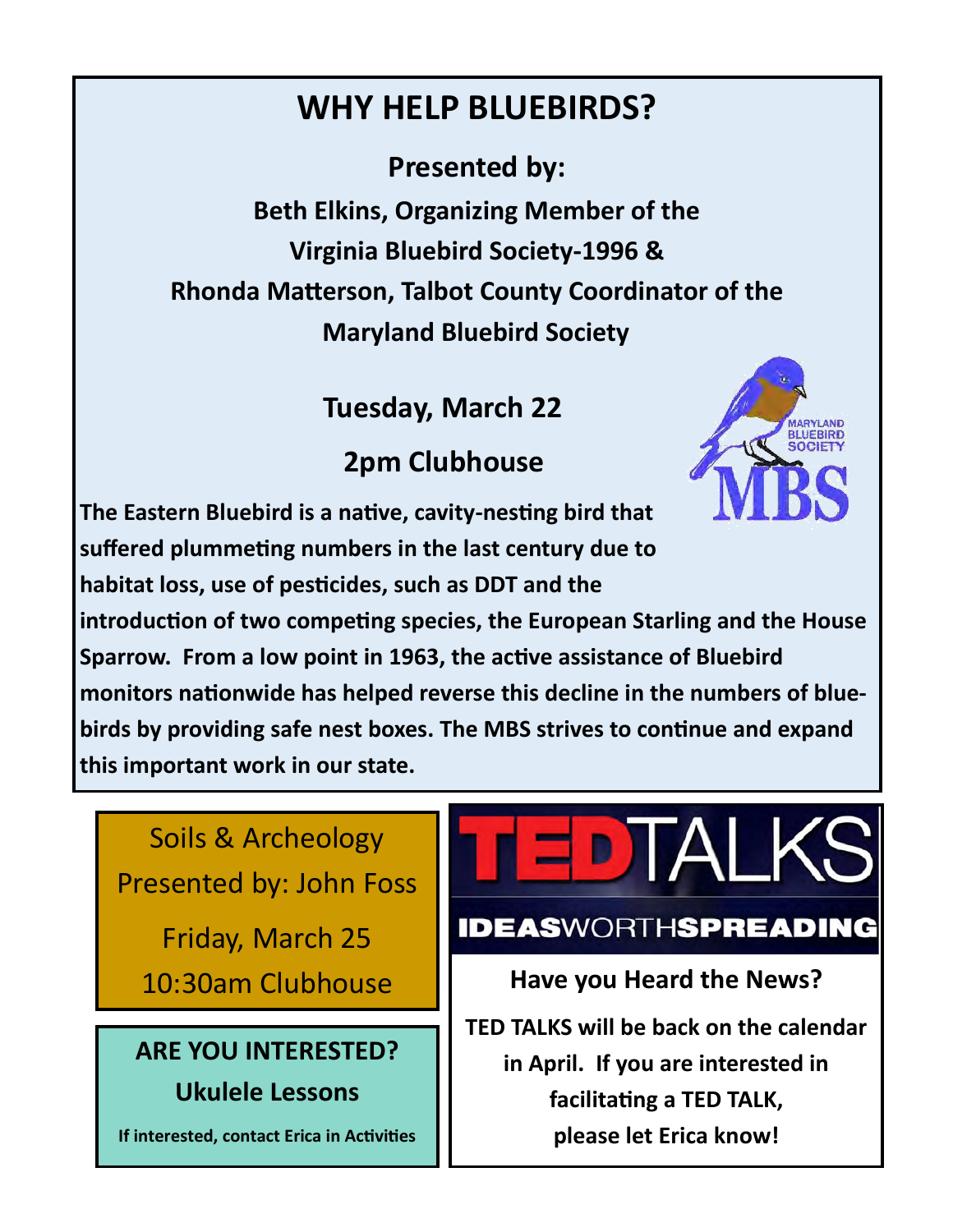# WHY HELP BLUEBIRDS?

**Presented by:**

**Beth Elkins, Organizing Member of the Virginia Bluebird Society-1996 &**

**Rhonda Matterson, Talbot County Coordinator of the Maryland Bluebird Society**

**Tuesday, March 22**

**2pm Clubhouse**

MARYLAND BLUEBIRD SOCIETY
MBS

**The Eastern Bluebird is a native, cavity-nesting bird that suffered plummeting numbers in the last century due to habitat loss, use of pesticides, such as DDT and the introduction of two competing species, the European Starling and the House Sparrow. From a low point in 1963, the active assistance of Bluebird monitors nationwide has helped reverse this decline in the numbers of bluebirds by providing safe nest boxes. The MBS strives to continue and expand this important work in our state.**

Soils & Archeology

Presented by: John Foss

Friday, March 25

10:30am Clubhouse

## ARE YOU INTERESTED?

## Ukulele Lessons

**If interested, contact Erica in Activities**

TEDTALKS

IDEASWORTHSPREADING

**Have you Heard the News?**

**TED TALKS will be back on the calendar in April. If you are interested in facilitating a TED TALK, please let Erica know!**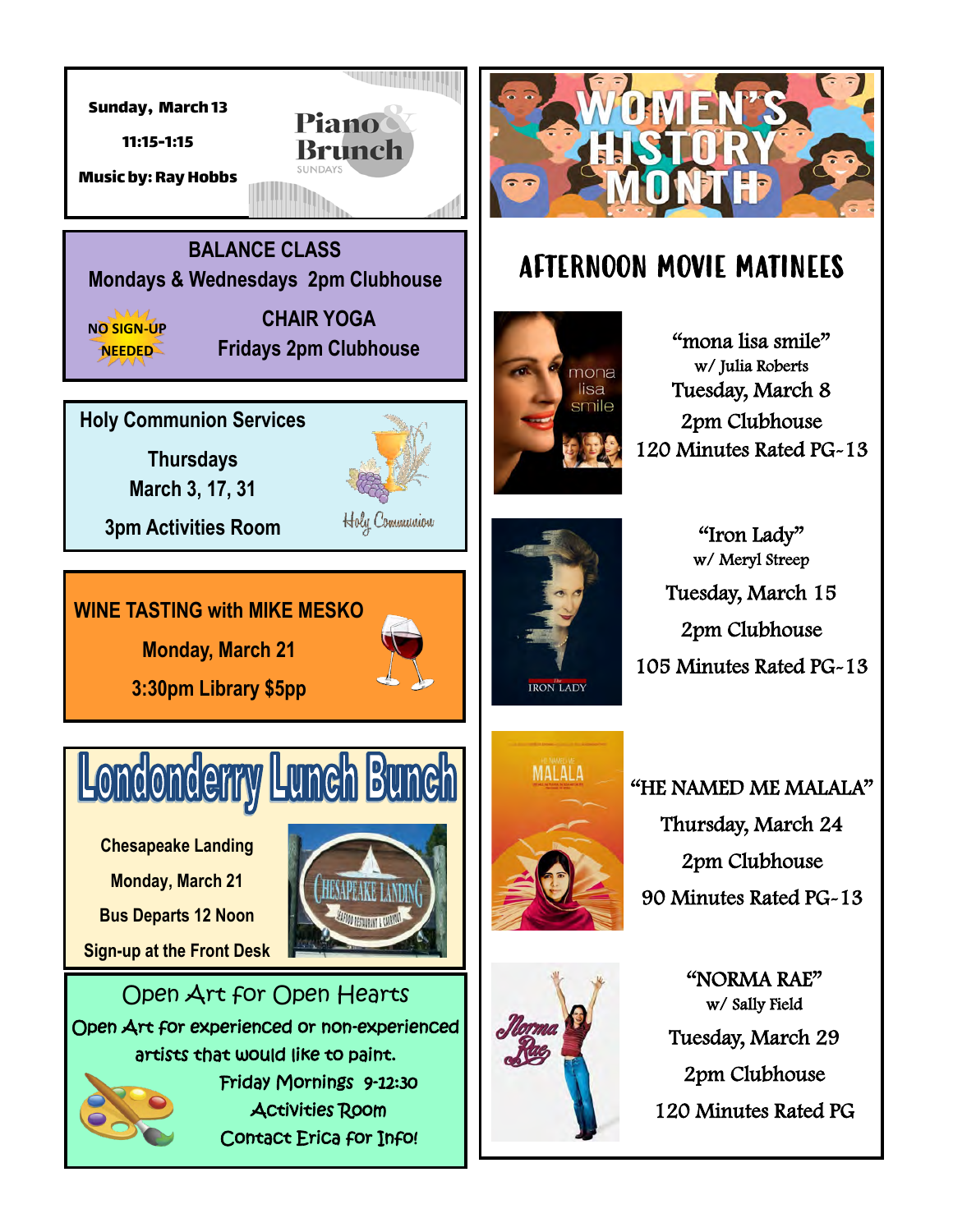## Piano & Brunch Sundays

Sunday, March 13

11:15-1:15

Music by: Ray Hobbs

## BALANCE CLASS

Mondays & Wednesdays 2pm Clubhouse

NO SIGN-UP NEEDED

## CHAIR YOGA

Fridays 2pm Clubhouse

## Holy Communion Services

Thursdays

March 3, 17, 31

3pm Activities Room

Holy Communion

## WINE TASTING with MIKE MESKO

Monday, March 21

3:30pm Library $5pp

## Londonderry Lunch Bunch

Chesapeake Landing

Monday, March 21

Bus Departs 12 Noon

Sign-up at the Front Desk

## Open Art for Open Hearts

Open Art for experienced or non-experienced artists that would like to paint.

Friday Mornings 9-12:30

Activities Room

Contact Erica for Info!

# WOMEN'S HISTORY MONTH

## AFTERNOON MOVIE MATINEES

"mona lisa smile"
w/ Julia Roberts
Tuesday, March 8
2pm Clubhouse
120 Minutes Rated PG-13

"Iron Lady"
w/ Meryl Streep
Tuesday, March 15
2pm Clubhouse
105 Minutes Rated PG-13

"HE NAMED ME MALALA"
Thursday, March 24
2pm Clubhouse
90 Minutes Rated PG-13

"NORMA RAE"
w/ Sally Field
Tuesday, March 29
2pm Clubhouse
120 Minutes Rated PG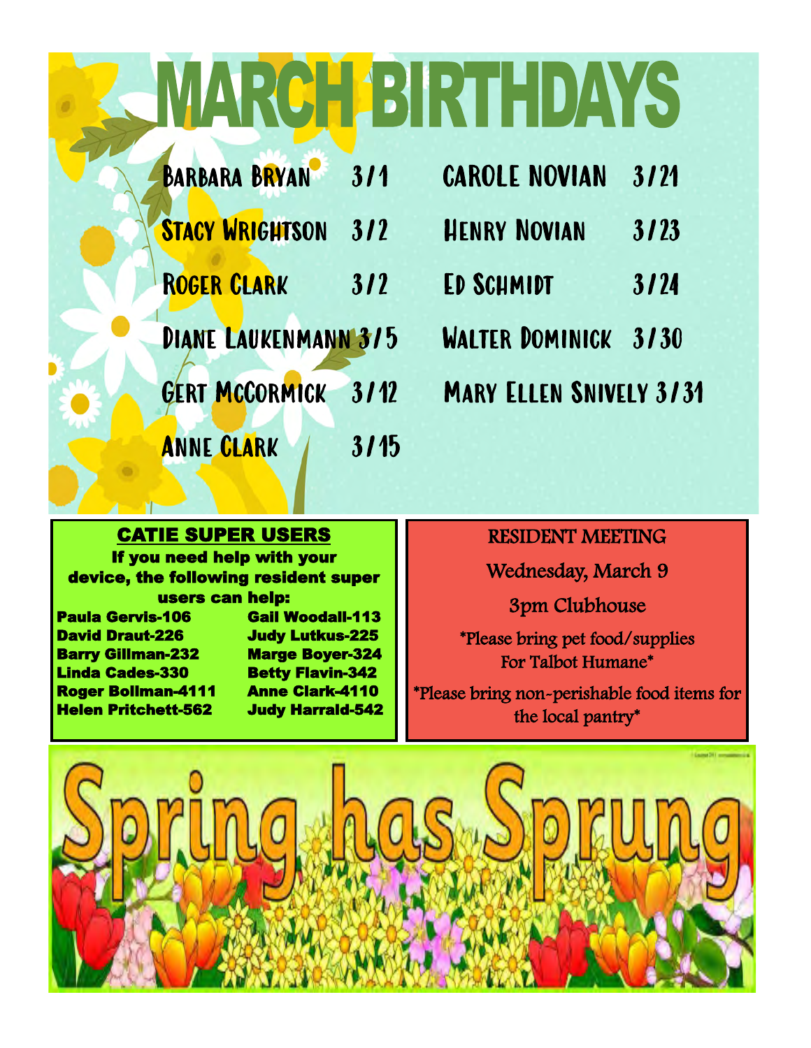# MARCH BIRTHDAYS

| | |
|---|---|
| Barbara Bryan | 3/1 |
| Stacy Wrightson | 3/2 |
| Roger Clark | 3/2 |
| Diane Laukenmann | 3/5 |
| Gert McCormick | 3/12 |
| Anne Clark | 3/15 |
| Carole Novian | 3/21 |
| Henry Novian | 3/23 |
| Ed Schmidt | 3/24 |
| Walter Dominick | 3/30 |
| Mary Ellen Snively | 3/31 |

## CATIE SUPER USERS

**If you need help with your device, the following resident super users can help:**

| | |
|---|---|
| **Paula Gervis-106** | **Gail Woodall-113** |
| **David Draut-226** | **Judy Lutkus-225** |
| **Barry Gillman-232** | **Marge Boyer-324** |
| **Linda Cades-330** | **Betty Flavin-342** |
| **Roger Bollman-4111** | **Anne Clark-4110** |
| **Helen Pritchett-562** | **Judy Harrald-542** |

## RESIDENT MEETING

Wednesday, March 9

3pm Clubhouse

*Please bring pet food/supplies For Talbot Humane*

*Please bring non-perishable food items for the local pantry*

# Spring has Sprung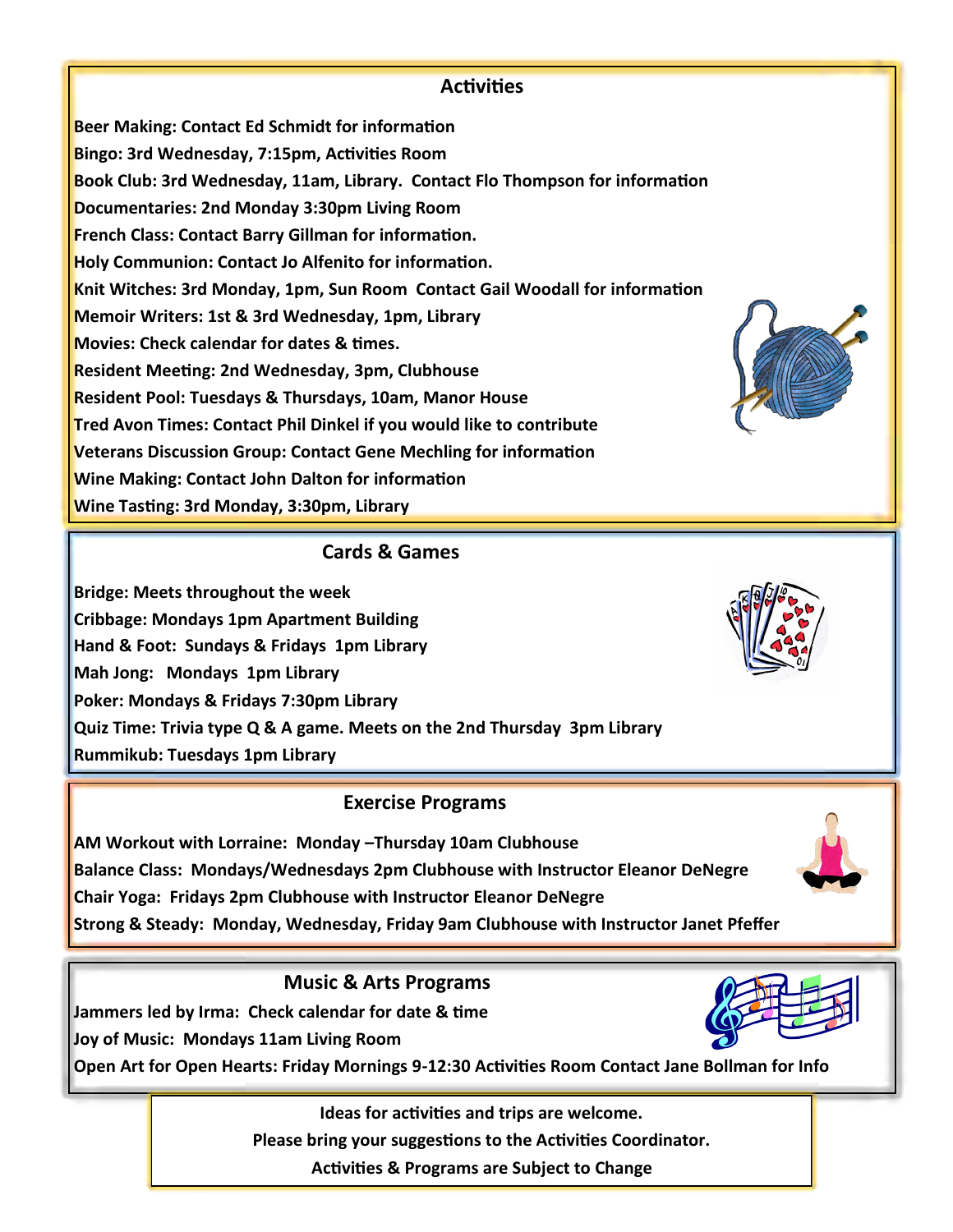## Activities

**Beer Making: Contact Ed Schmidt for information**
**Bingo: 3rd Wednesday, 7:15pm, Activities Room**
**Book Club: 3rd Wednesday, 11am, Library. Contact Flo Thompson for information**
**Documentaries: 2nd Monday 3:30pm Living Room**
**French Class: Contact Barry Gillman for information.**
**Holy Communion: Contact Jo Alfenito for information.**
**Knit Witches: 3rd Monday, 1pm, Sun Room Contact Gail Woodall for information**
**Memoir Writers: 1st & 3rd Wednesday, 1pm, Library**
**Movies: Check calendar for dates & times.**
**Resident Meeting: 2nd Wednesday, 3pm, Clubhouse**
**Resident Pool: Tuesdays & Thursdays, 10am, Manor House**
**Tred Avon Times: Contact Phil Dinkel if you would like to contribute**
**Veterans Discussion Group: Contact Gene Mechling for information**
**Wine Making: Contact John Dalton for information**
**Wine Tasting: 3rd Monday, 3:30pm, Library**

## Cards & Games

**Bridge: Meets throughout the week**
**Cribbage: Mondays 1pm Apartment Building**
**Hand & Foot: Sundays & Fridays 1pm Library**
**Mah Jong: Mondays 1pm Library**
**Poker: Mondays & Fridays 7:30pm Library**
**Quiz Time: Trivia type Q & A game. Meets on the 2nd Thursday 3pm Library**
**Rummikub: Tuesdays 1pm Library**

## Exercise Programs

**AM Workout with Lorraine: Monday –Thursday 10am Clubhouse**
**Balance Class: Mondays/Wednesdays 2pm Clubhouse with Instructor Eleanor DeNegre**
**Chair Yoga: Fridays 2pm Clubhouse with Instructor Eleanor DeNegre**
**Strong & Steady: Monday, Wednesday, Friday 9am Clubhouse with Instructor Janet Pfeffer**

## Music & Arts Programs

**Jammers led by Irma: Check calendar for date & time**
**Joy of Music: Mondays 11am Living Room**
**Open Art for Open Hearts: Friday Mornings 9-12:30 Activities Room Contact Jane Bollman for Info**

**Ideas for activities and trips are welcome.**
**Please bring your suggestions to the Activities Coordinator.**
**Activities & Programs are Subject to Change**